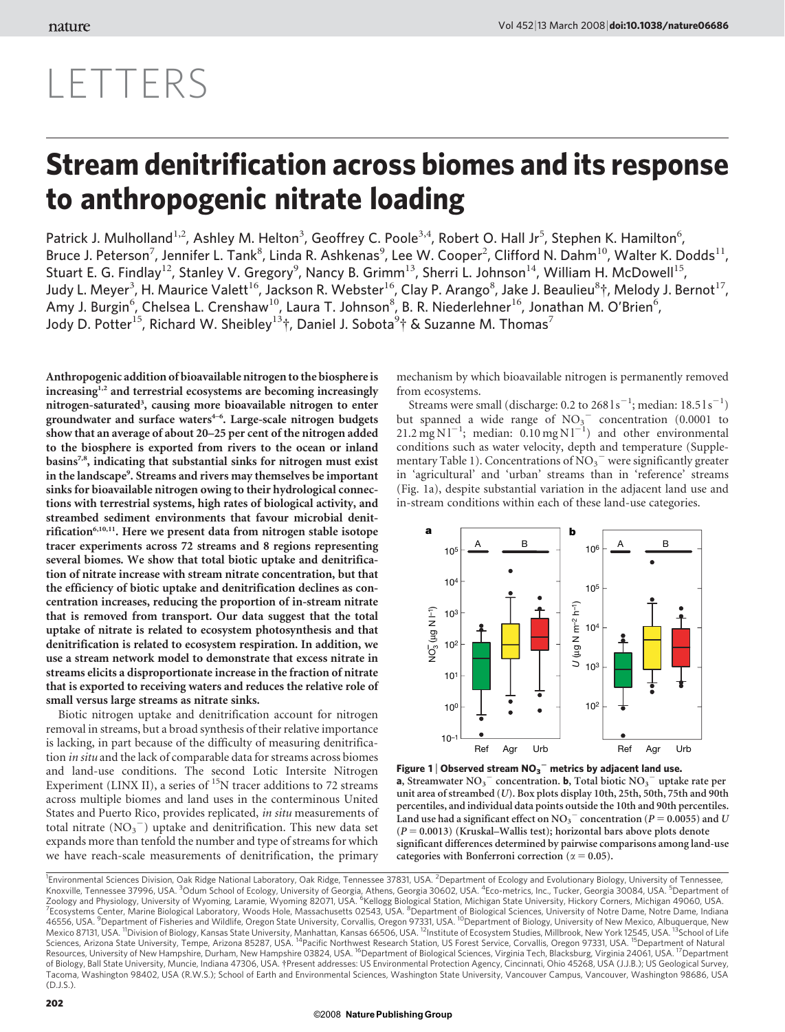# LETTERS

# Stream denitrification across biomes and its response to anthropogenic nitrate loading

Patrick J. Mulholland[1,2], Ashley M. Helton[3], Geoffrey C. Poole[3,4], Robert O. Hall Jr[5], Stephen K. Hamilton[6], Bruce J. Peterson[7], Jennifer L. Tank[8], Linda R. Ashkenas[9], Lee W. Cooper[2], Clifford N. Dahm[10], Walter K. Dodds[11], Stuart E. G. Findlay[12], Stanley V. Gregory[9], Nancy B. Grimm[13], Sherri L. Johnson[14], William H. McDowell[15], Judy L. Meyer[3], H. Maurice Valett[16], Jackson R. Webster[16], Clay P. Arango[8], Jake J. Beaulieu[8]†, Melody J. Bernot[17], Amy J. Burgin[6], Chelsea L. Crenshaw[10], Laura T. Johnson[8], B. R. Niederlehner[16], Jonathan M. O'Brien[6], Jody D. Potter[15], Richard W. Sheibley[13]†, Daniel J. Sobota[9]† & Suzanne M. Thomas[7]

**Anthropogenic addition of bioavailable nitrogen to the biosphere is increasing[1,2] and terrestrial ecosystems are becoming increasingly nitrogen-saturated[3], causing more bioavailable nitrogen to enter groundwater and surface waters[4–6]. Large-scale nitrogen budgets show that an average of about 20–25 per cent of the nitrogen added to the biosphere is exported from rivers to the ocean or inland basins[7,8], indicating that substantial sinks for nitrogen must exist in the landscape[9]. Streams and rivers may themselves be important sinks for bioavailable nitrogen owing to their hydrological connections with terrestrial systems, high rates of biological activity, and streambed sediment environments that favour microbial denitrification[6,10,11]. Here we present data from nitrogen stable isotope tracer experiments across 72 streams and 8 regions representing several biomes. We show that total biotic uptake and denitrification of nitrate increase with stream nitrate concentration, but that the efficiency of biotic uptake and denitrification declines as concentration increases, reducing the proportion of in-stream nitrate that is removed from transport. Our data suggest that the total uptake of nitrate is related to ecosystem photosynthesis and that denitrification is related to ecosystem respiration. In addition, we use a stream network model to demonstrate that excess nitrate in streams elicits a disproportionate increase in the fraction of nitrate that is exported to receiving waters and reduces the relative role of small versus large streams as nitrate sinks.**

Biotic nitrogen uptake and denitrification account for nitrogen removal in streams, but a broad synthesis of their relative importance is lacking, in part because of the difficulty of measuring denitrification *in situ* and the lack of comparable data for streams across biomes and land-use conditions. The second Lotic Intersite Nitrogen Experiment (LINX II), a series of $^{15}N$ tracer additions to 72 streams across multiple biomes and land uses in the conterminous United States and Puerto Rico, provides replicated, *in situ* measurements of total nitrate ($NO_3^-$) uptake and denitrification. This new data set expands more than tenfold the number and type of streams for which we have reach-scale measurements of denitrification, the primary mechanism by which bioavailable nitrogen is permanently removed from ecosystems.

Streams were small (discharge: 0.2 to 268 l $s^{-1}$; median: 18.5 l $s^{-1}$) but spanned a wide range of $NO_3^-$ concentration (0.0001 to 21.2 mg N $l^{-1}$; median: 0.10 mg N $l^{-1}$) and other environmental conditions such as water velocity, depth and temperature (Supplementary Table 1). Concentrations of $NO_3^-$ were significantly greater in 'agricultural' and 'urban' streams than in 'reference' streams (Fig. 1a), despite substantial variation in the adjacent land use and in-stream conditions within each of these land-use categories.

**Figure 1 | Observed stream $NO_3^-$ metrics by adjacent land use. a**, Streamwater $NO_3^-$ concentration. **b**, Total biotic $NO_3^-$ uptake rate per unit area of streambed ($U$). Box plots display 10th, 25th, 50th, 75th and 90th percentiles, and individual data points outside the 10th and 90th percentiles. Land use had a significant effect on $NO_3^-$ concentration ($P = 0.0055$) and $U$ ($P = 0.0013$) (Kruskal–Wallis test); horizontal bars above plots denote significant differences determined by pairwise comparisons among land-use categories with Bonferroni correction ($\alpha = 0.05$).

[1]Environmental Sciences Division, Oak Ridge National Laboratory, Oak Ridge, Tennessee 37831, USA. [2]Department of Ecology and Evolutionary Biology, University of Tennessee, Knoxville, Tennessee 37996, USA. [3]Odum School of Ecology, University of Georgia, Athens, Georgia 30602, USA. [4]Eco-metrics, Inc., Tucker, Georgia 30084, USA. [5]Department of Zoology and Physiology, University of Wyoming, Laramie, Wyoming 82071, USA. [6]Kellogg Biological Station, Michigan State University, Hickory Corners, Michigan 49060, USA. [7]Ecosystems Center, Marine Biological Laboratory, Woods Hole, Massachusetts 02543, USA. [8]Department of Biological Sciences, University of Notre Dame, Notre Dame, Indiana 46556, USA. [9]Department of Fisheries and Wildlife, Oregon State University, Corvallis, Oregon 97331, USA. [10]Department of Biology, University of New Mexico, Albuquerque, New Mexico 87131, USA. [11]Division of Biology, Kansas State University, Manhattan, Kansas 66506, USA. [12]Institute of Ecosystem Studies, Millbrook, New York 12545, USA. [13]School of Life Sciences, Arizona State University, Tempe, Arizona 85287, USA. [14]Pacific Northwest Research Station, US Forest Service, Corvallis, Oregon 97331, USA. [15]Department of Natural Resources, University of New Hampshire, Durham, New Hampshire 03824, USA. [16]Department of Biological Sciences, Virginia Tech, Blacksburg, Virginia 24061, USA. [17]Department of Biology, Ball State University, Muncie, Indiana 47306, USA. †Present addresses: US Environmental Protection Agency, Cincinnati, Ohio 45268, USA (J.J.B.); US Geological Survey, Tacoma, Washington 98402, USA (R.W.S.); School of Earth and Environmental Sciences, Washington State University, Vancouver Campus, Vancouver, Washington 98686, USA (D.J.S.).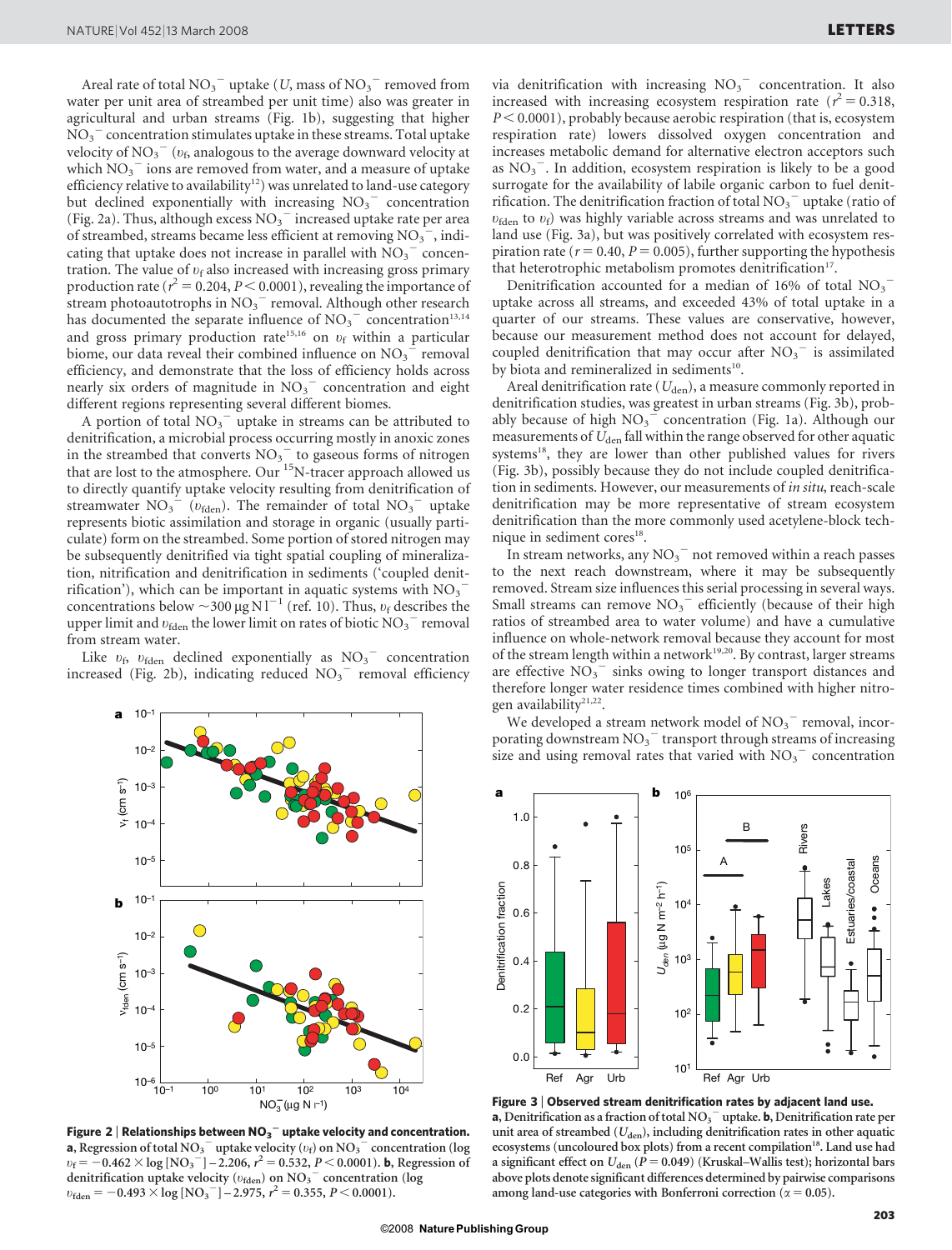Areal rate of total $NO_3^-$ uptake ($U$, mass of $NO_3^-$ removed from water per unit area of streambed per unit time) also was greater in agricultural and urban streams (Fig. 1b), suggesting that higher $NO_3^-$ concentration stimulates uptake in these streams. Total uptake velocity of $NO_3^-$ ($v_f$, analogous to the average downward velocity at which $NO_3^-$ ions are removed from water, and a measure of uptake efficiency relative to availability[12]) was unrelated to land-use category but declined exponentially with increasing $NO_3^-$ concentration (Fig. 2a). Thus, although excess $NO_3^-$ increased uptake rate per area of streambed, streams became less efficient at removing $NO_3^-$, indicating that uptake does not increase in parallel with $NO_3^-$ concentration. The value of $v_f$ also increased with increasing gross primary production rate ($r^2 = 0.204$, $P < 0.0001$), revealing the importance of stream photoautotrophs in $NO_3^-$ removal. Although other research has documented the separate influence of $NO_3^-$ concentration[13,14] and gross primary production rate[15,16] on $v_f$ within a particular biome, our data reveal their combined influence on $NO_3^-$ removal efficiency, and demonstrate that the loss of efficiency holds across nearly six orders of magnitude in $NO_3^-$ concentration and eight different regions representing several different biomes.

A portion of total $NO_3^-$ uptake in streams can be attributed to denitrification, a microbial process occurring mostly in anoxic zones in the streambed that converts $NO_3^-$ to gaseous forms of nitrogen that are lost to the atmosphere. Our $^{15}$N-tracer approach allowed us to directly quantify uptake velocity resulting from denitrification of streamwater $NO_3^-$ ($v_{fden}$). The remainder of total $NO_3^-$ uptake represents biotic assimilation and storage in organic (usually particulate) form on the streambed. Some portion of stored nitrogen may be subsequently denitrified via tight spatial coupling of mineralization, nitrification and denitrification in sediments ('coupled denitrification'), which can be important in aquatic systems with $NO_3^-$ concentrations below ~300 µg N l$^{-1}$ (ref. 10). Thus, $v_f$ describes the upper limit and $v_{fden}$ the lower limit on rates of biotic $NO_3^-$ removal from stream water.

Like $v_f$, $v_{fden}$ declined exponentially as $NO_3^-$ concentration increased (Fig. 2b), indicating reduced $NO_3^-$ removal efficiency via denitrification with increasing $NO_3^-$ concentration. It also increased with increasing ecosystem respiration rate ($r^2 = 0.318$, $P < 0.0001$), probably because aerobic respiration (that is, ecosystem respiration rate) lowers dissolved oxygen concentration and increases metabolic demand for alternative electron acceptors such as $NO_3^-$. In addition, ecosystem respiration is likely to be a good surrogate for the availability of labile organic carbon to fuel denitrification. The denitrification fraction of total $NO_3^-$ uptake (ratio of $v_{fden}$ to $v_f$) was highly variable across streams and was unrelated to land use (Fig. 3a), but was positively correlated with ecosystem respiration rate ($r = 0.40$, $P = 0.005$), further supporting the hypothesis that heterotrophic metabolism promotes denitrification[17].

Denitrification accounted for a median of 16% of total $NO_3^-$ uptake across all streams, and exceeded 43% of total uptake in a quarter of our streams. These values are conservative, however, because our measurement method does not account for delayed, coupled denitrification that may occur after $NO_3^-$ is assimilated by biota and remineralized in sediments[10].

Areal denitrification rate ($U_{den}$), a measure commonly reported in denitrification studies, was greatest in urban streams (Fig. 3b), probably because of high $NO_3^-$ concentration (Fig. 1a). Although our measurements of $U_{den}$ fall within the range observed for other aquatic systems[18], they are lower than other published values for rivers (Fig. 3b), possibly because they do not include coupled denitrification in sediments. However, our measurements of *in situ*, reach-scale denitrification may be more representative of stream ecosystem denitrification than the more commonly used acetylene-block technique in sediment cores[18].

In stream networks, any $NO_3^-$ not removed within a reach passes to the next reach downstream, where it may be subsequently removed. Stream size influences this serial processing in several ways. Small streams can remove $NO_3^-$ efficiently (because of their high ratios of streambed area to water volume) and have a cumulative influence on whole-network removal because they account for most of the stream length within a network[19,20]. By contrast, larger streams are effective $NO_3^-$ sinks owing to longer transport distances and therefore longer water residence times combined with higher nitrogen availability[21,22].

We developed a stream network model of $NO_3^-$ removal, incorporating downstream $NO_3^-$ transport through streams of increasing size and using removal rates that varied with $NO_3^-$ concentration

**Figure 2 | Relationships between $NO_3^-$ uptake velocity and concentration.** **a**, Regression of total $NO_3^-$ uptake velocity ($v_f$) on $NO_3^-$ concentration ($\log v_f = -0.462 \times \log [NO_3^-] - 2.206$, $r^2 = 0.532$, $P < 0.0001$). **b**, Regression of denitrification uptake velocity ($v_{fden}$) on $NO_3^-$ concentration ($\log v_{fden} = -0.493 \times \log [NO_3^-] - 2.975$, $r^2 = 0.355$, $P < 0.0001$).

**Figure 3 | Observed stream denitrification rates by adjacent land use.** **a**, Denitrification as a fraction of total $NO_3^-$ uptake. **b**, Denitrification rate per unit area of streambed ($U_{den}$), including denitrification rates in other aquatic ecosystems (uncoloured box plots) from a recent compilation[18]. Land use had a significant effect on $U_{den}$ ($P = 0.049$) (Kruskal–Wallis test); horizontal bars above plots denote significant differences determined by pairwise comparisons among land-use categories with Bonferroni correction ($\alpha = 0.05$).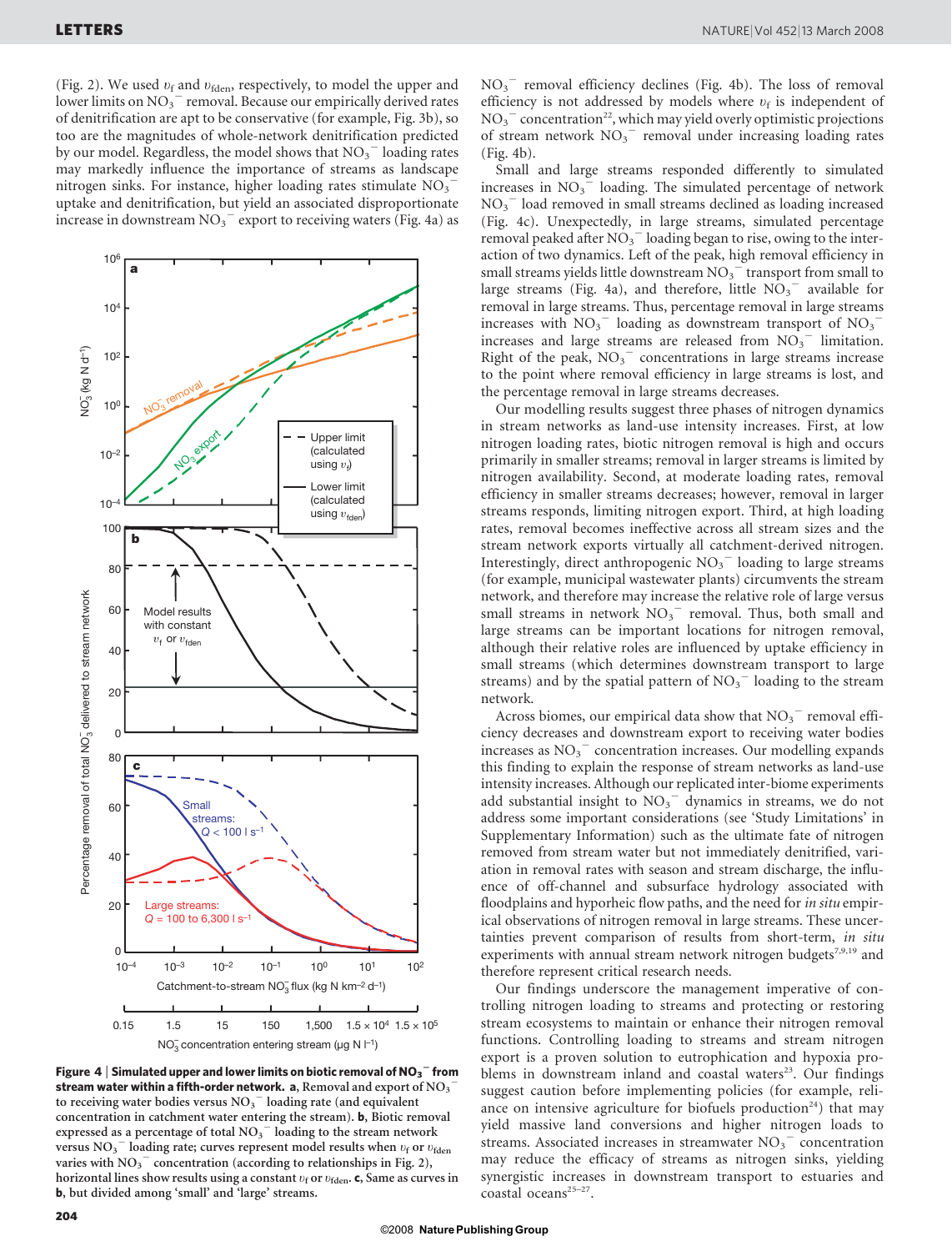(Fig. 2). We used $v_f$ and $v_{fden}$, respectively, to model the upper and lower limits on $NO_3^-$ removal. Because our empirically derived rates of denitrification are apt to be conservative (for example, Fig. 3b), so too are the magnitudes of whole-network denitrification predicted by our model. Regardless, the model shows that $NO_3^-$ loading rates may markedly influence the importance of streams as landscape nitrogen sinks. For instance, higher loading rates stimulate $NO_3^-$ uptake and denitrification, but yield an associated disproportionate increase in downstream $NO_3^-$ export to receiving waters (Fig. 4a) as

**Figure 4 | Simulated upper and lower limits on biotic removal of $NO_3^-$ from stream water within a fifth-order network.** **a**, Removal and export of $NO_3^-$ to receiving water bodies versus $NO_3^-$ loading rate (and equivalent concentration in catchment water entering the stream). **b**, Biotic removal expressed as a percentage of total $NO_3^-$ loading to the stream network versus $NO_3^-$ loading rate; curves represent model results when $v_f$ or $v_{fden}$ varies with $NO_3^-$ concentration (according to relationships in Fig. 2), horizontal lines show results using a constant $v_f$ or $v_{fden}$. **c**, Same as curves in **b**, but divided among 'small' and 'large' streams.

$NO_3^-$ removal efficiency declines (Fig. 4b). The loss of removal efficiency is not addressed by models where $v_f$ is independent of $NO_3^-$ concentration[22], which may yield overly optimistic projections of stream network $NO_3^-$ removal under increasing loading rates (Fig. 4b).

Small and large streams responded differently to simulated increases in $NO_3^-$ loading. The simulated percentage of network $NO_3^-$ load removed in small streams declined as loading increased (Fig. 4c). Unexpectedly, in large streams, simulated percentage removal peaked after $NO_3^-$ loading began to rise, owing to the interaction of two dynamics. Left of the peak, high removal efficiency in small streams yields little downstream $NO_3^-$ transport from small to large streams (Fig. 4a), and therefore, little $NO_3^-$ available for removal in large streams. Thus, percentage removal in large streams increases with $NO_3^-$ loading as downstream transport of $NO_3^-$ increases and large streams are released from $NO_3^-$ limitation. Right of the peak, $NO_3^-$ concentrations in large streams increase to the point where removal efficiency in large streams is lost, and the percentage removal in large streams decreases.

Our modelling results suggest three phases of nitrogen dynamics in stream networks as land-use intensity increases. First, at low nitrogen loading rates, biotic nitrogen removal is high and occurs primarily in smaller streams; removal in larger streams is limited by nitrogen availability. Second, at moderate loading rates, removal efficiency in smaller streams decreases; however, removal in larger streams responds, limiting nitrogen export. Third, at high loading rates, removal becomes ineffective across all stream sizes and the stream network exports virtually all catchment-derived nitrogen. Interestingly, direct anthropogenic $NO_3^-$ loading to large streams (for example, municipal wastewater plants) circumvents the stream network, and therefore may increase the relative role of large versus small streams in network $NO_3^-$ removal. Thus, both small and large streams can be important locations for nitrogen removal, although their relative roles are influenced by uptake efficiency in small streams (which determines downstream transport to large streams) and by the spatial pattern of $NO_3^-$ loading to the stream network.

Across biomes, our empirical data show that $NO_3^-$ removal efficiency decreases and downstream export to receiving water bodies increases as $NO_3^-$ concentration increases. Our modelling expands this finding to explain the response of stream networks as land-use intensity increases. Although our replicated inter-biome experiments add substantial insight to $NO_3^-$ dynamics in streams, we do not address some important considerations (see 'Study Limitations' in Supplementary Information) such as the ultimate fate of nitrogen removed from stream water but not immediately denitrified, variation in removal rates with season and stream discharge, the influence of off-channel and subsurface hydrology associated with floodplains and hyporheic flow paths, and the need for *in situ* empirical observations of nitrogen removal in large streams. These uncertainties prevent comparison of results from short-term, *in situ* experiments with annual stream network nitrogen budgets[7,9,19] and therefore represent critical research needs.

Our findings underscore the management imperative of controlling nitrogen loading to streams and protecting or restoring stream ecosystems to maintain or enhance their nitrogen removal functions. Controlling loading to streams and stream nitrogen export is a proven solution to eutrophication and hypoxia problems in downstream inland and coastal waters[23]. Our findings suggest caution before implementing policies (for example, reliance on intensive agriculture for biofuels production[24]) that may yield massive land conversions and higher nitrogen loads to streams. Associated increases in streamwater $NO_3^-$ concentration may reduce the efficacy of streams as nitrogen sinks, yielding synergistic increases in downstream transport to estuaries and coastal oceans[25–27].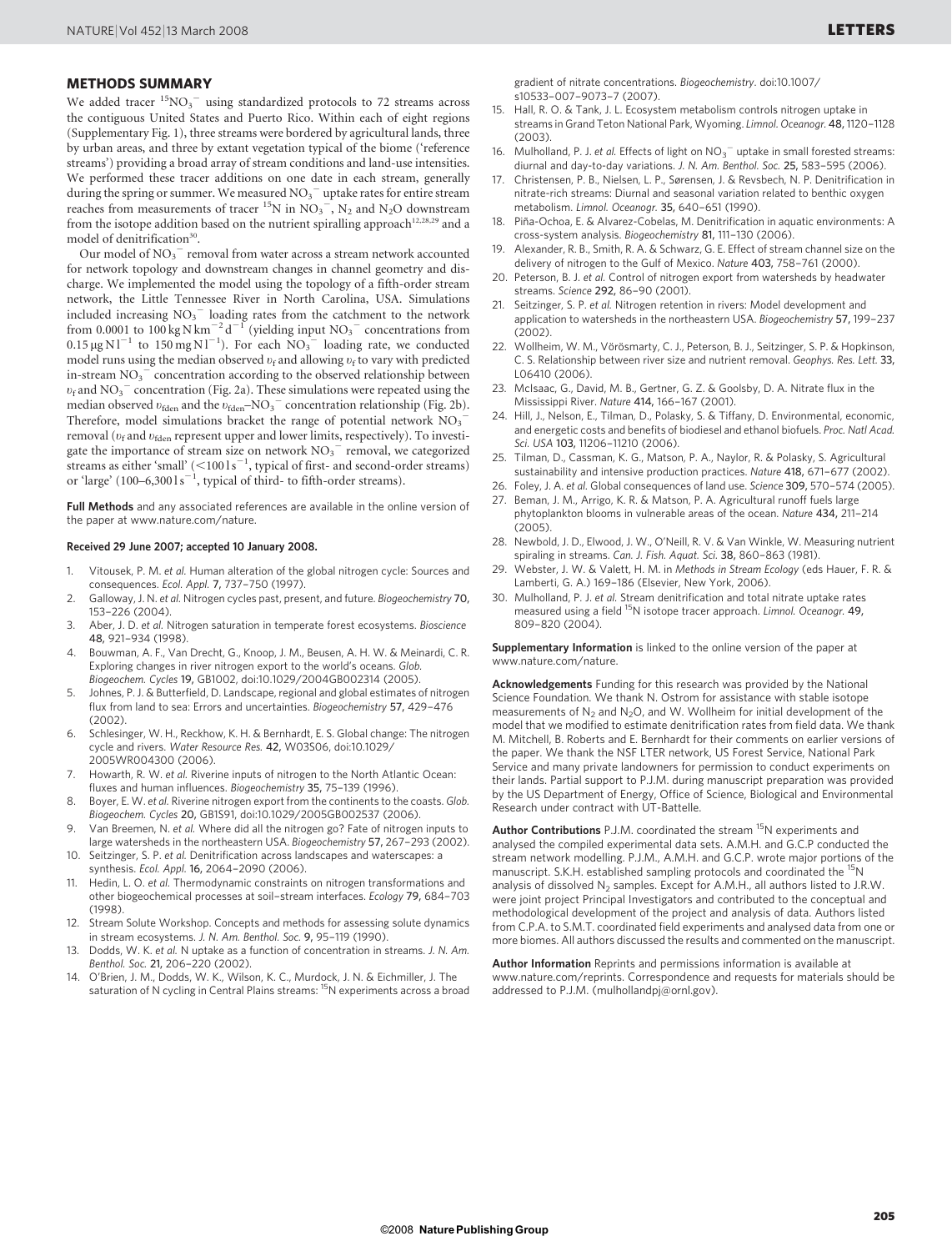## METHODS SUMMARY

We added tracer $^{15}NO_3^-$ using standardized protocols to 72 streams across the contiguous United States and Puerto Rico. Within each of eight regions (Supplementary Fig. 1), three streams were bordered by agricultural lands, three by urban areas, and three by extant vegetation typical of the biome ('reference streams') providing a broad array of stream conditions and land-use intensities. We performed these tracer additions on one date in each stream, generally during the spring or summer. We measured $NO_3^-$ uptake rates for entire stream reaches from measurements of tracer $^{15}N$ in $NO_3^-$, $N_2$ and $N_2O$ downstream from the isotope addition based on the nutrient spiralling approach[12,28,29] and a model of denitrification[30].

Our model of $NO_3^-$ removal from water across a stream network accounted for network topology and downstream changes in channel geometry and discharge. We implemented the model using the topology of a fifth-order stream network, the Little Tennessee River in North Carolina, USA. Simulations included increasing $NO_3^-$ loading rates from the catchment to the network from 0.0001 to 100 kg N km$^{-2}$ d$^{-1}$ (yielding input $NO_3^-$ concentrations from 0.15 μg N l$^{-1}$ to 150 mg N l$^{-1}$). For each $NO_3^-$ loading rate, we conducted model runs using the median observed $v_f$ and allowing $v_f$ to vary with predicted in-stream $NO_3^-$ concentration according to the observed relationship between $v_f$ and $NO_3^-$ concentration (Fig. 2a). These simulations were repeated using the median observed $v_{fden}$ and the $v_{fden}$–$NO_3^-$ concentration relationship (Fig. 2b). Therefore, model simulations bracket the range of potential network $NO_3^-$ removal ($v_f$ and $v_{fden}$ represent upper and lower limits, respectively). To investigate the importance of stream size on network $NO_3^-$ removal, we categorized streams as either 'small' (<100 l s$^{-1}$, typical of first- and second-order streams) or 'large' (100–6,300 l s$^{-1}$, typical of third- to fifth-order streams).

**Full Methods** and any associated references are available in the online version of the paper at www.nature.com/nature.

**Received 29 June 2007; accepted 10 January 2008.**

1. Vitousek, P. M. *et al.* Human alteration of the global nitrogen cycle: Sources and consequences. *Ecol. Appl.* **7**, 737–750 (1997).
2. Galloway, J. N. *et al.* Nitrogen cycles past, present, and future. *Biogeochemistry* **70**, 153–226 (2004).
3. Aber, J. D. *et al.* Nitrogen saturation in temperate forest ecosystems. *Bioscience* **48**, 921–934 (1998).
4. Bouwman, A. F., Van Drecht, G., Knoop, J. M., Beusen, A. H. W. & Meinardi, C. R. Exploring changes in river nitrogen export to the world's oceans. *Glob. Biogeochem. Cycles* **19**, GB1002, doi:10.1029/2004GB002314 (2005).
5. Johnes, P. J. & Butterfield, D. Landscape, regional and global estimates of nitrogen flux from land to sea: Errors and uncertainties. *Biogeochemistry* **57**, 429–476 (2002).
6. Schlesinger, W. H., Reckhow, K. H. & Bernhardt, E. S. Global change: The nitrogen cycle and rivers. *Water Resource Res.* **42**, W03S06, doi:10.1029/2005WR004300 (2006).
7. Howarth, R. W. *et al.* Riverine inputs of nitrogen to the North Atlantic Ocean: fluxes and human influences. *Biogeochemistry* **35**, 75–139 (1996).
8. Boyer, E. W. *et al.* Riverine nitrogen export from the continents to the coasts. *Glob. Biogeochem. Cycles* **20**, GB1S91, doi:10.1029/2005GB002537 (2006).
9. Van Breemen, N. *et al.* Where did all the nitrogen go? Fate of nitrogen inputs to large watersheds in the northeastern USA. *Biogeochemistry* **57**, 267–293 (2002).
10. Seitzinger, S. P. *et al.* Denitrification across landscapes and waterscapes: a synthesis. *Ecol. Appl.* **16**, 2064–2090 (2006).
11. Hedin, L. O. *et al.* Thermodynamic constraints on nitrogen transformations and other biogeochemical processes at soil–stream interfaces. *Ecology* **79**, 684–703 (1998).
12. Stream Solute Workshop. Concepts and methods for assessing solute dynamics in stream ecosystems. *J. N. Am. Benthol. Soc.* **9**, 95–119 (1990).
13. Dodds, W. K. *et al.* N uptake as a function of concentration in streams. *J. N. Am. Benthol. Soc.* **21**, 206–220 (2002).
14. O'Brien, J. M., Dodds, W. K., Wilson, K. C., Murdock, J. N. & Eichmiller, J. The saturation of N cycling in Central Plains streams: $^{15}N$ experiments across a broad gradient of nitrate concentrations. *Biogeochemistry*. doi:10.1007/s10533-007-9073-7 (2007).
15. Hall, R. O. & Tank, J. L. Ecosystem metabolism controls nitrogen uptake in streams in Grand Teton National Park, Wyoming. *Limnol. Oceanogr.* **48**, 1120–1128 (2003).
16. Mulholland, P. J. *et al.* Effects of light on $NO_3^-$ uptake in small forested streams: diurnal and day-to-day variations. *J. N. Am. Benthol. Soc.* **25**, 583–595 (2006).
17. Christensen, P. B., Nielsen, L. P., Sørensen, J. & Revsbech, N. P. Denitrification in nitrate-rich streams: Diurnal and seasonal variation related to benthic oxygen metabolism. *Limnol. Oceanogr.* **35**, 640–651 (1990).
18. Piña-Ochoa, E. & Alvarez-Cobelas, M. Denitrification in aquatic environments: A cross-system analysis. *Biogeochemistry* **81**, 111–130 (2006).
19. Alexander, R. B., Smith, R. A. & Schwarz, G. E. Effect of stream channel size on the delivery of nitrogen to the Gulf of Mexico. *Nature* **403**, 758–761 (2000).
20. Peterson, B. J. *et al.* Control of nitrogen export from watersheds by headwater streams. *Science* **292**, 86–90 (2001).
21. Seitzinger, S. P. *et al.* Nitrogen retention in rivers: Model development and application to watersheds in the northeastern USA. *Biogeochemistry* **57**, 199–237 (2002).
22. Wollheim, W. M., Vörösmarty, C. J., Peterson, B. J., Seitzinger, S. P. & Hopkinson, C. S. Relationship between river size and nutrient removal. *Geophys. Res. Lett.* **33**, L06410 (2006).
23. McIsaac, G., David, M. B., Gertner, G. Z. & Goolsby, D. A. Nitrate flux in the Mississippi River. *Nature* **414**, 166–167 (2001).
24. Hill, J., Nelson, E., Tilman, D., Polasky, S. & Tiffany, D. Environmental, economic, and energetic costs and benefits of biodiesel and ethanol biofuels. *Proc. Natl Acad. Sci. USA* **103**, 11206–11210 (2006).
25. Tilman, D., Cassman, K. G., Matson, P. A., Naylor, R. & Polasky, S. Agricultural sustainability and intensive production practices. *Nature* **418**, 671–677 (2002).
26. Foley, J. A. *et al.* Global consequences of land use. *Science* **309**, 570–574 (2005).
27. Beman, J. M., Arrigo, K. R. & Matson, P. A. Agricultural runoff fuels large phytoplankton blooms in vulnerable areas of the ocean. *Nature* **434**, 211–214 (2005).
28. Newbold, J. D., Elwood, J. W., O'Neill, R. V. & Van Winkle, W. Measuring nutrient spiraling in streams. *Can. J. Fish. Aquat. Sci.* **38**, 860–863 (1981).
29. Webster, J. W. & Valett, H. M. in *Methods in Stream Ecology* (eds Hauer, F. R. & Lamberti, G. A.) 169–186 (Elsevier, New York, 2006).
30. Mulholland, P. J. *et al.* Stream denitrification and total nitrate uptake rates measured using a field $^{15}N$ isotope tracer approach. *Limnol. Oceanogr.* **49**, 809–820 (2004).

**Supplementary Information** is linked to the online version of the paper at www.nature.com/nature.

**Acknowledgements** Funding for this research was provided by the National Science Foundation. We thank N. Ostrom for assistance with stable isotope measurements of $N_2$ and $N_2O$, and W. Wollheim for initial development of the model that we modified to estimate denitrification rates from field data. We thank M. Mitchell, B. Roberts and E. Bernhardt for their comments on earlier versions of the paper. We thank the NSF LTER network, US Forest Service, National Park Service and many private landowners for permission to conduct experiments on their lands. Partial support to P.J.M. during manuscript preparation was provided by the US Department of Energy, Office of Science, Biological and Environmental Research under contract with UT-Battelle.

**Author Contributions** P.J.M. coordinated the stream $^{15}N$ experiments and analysed the compiled experimental data sets. A.M.H. and G.C.P conducted the stream network modelling. P.J.M., A.M.H. and G.C.P. wrote major portions of the manuscript. S.K.H. established sampling protocols and coordinated the $^{15}N$ analysis of dissolved $N_2$ samples. Except for A.M.H., all authors listed to J.R.W. were joint project Principal Investigators and contributed to the conceptual and methodological development of the project and analysis of data. Authors listed from C.P.A. to S.M.T. coordinated field experiments and analysed data from one or more biomes. All authors discussed the results and commented on the manuscript.

**Author Information** Reprints and permissions information is available at www.nature.com/reprints. Correspondence and requests for materials should be addressed to P.J.M. (mulhollandpj@ornl.gov).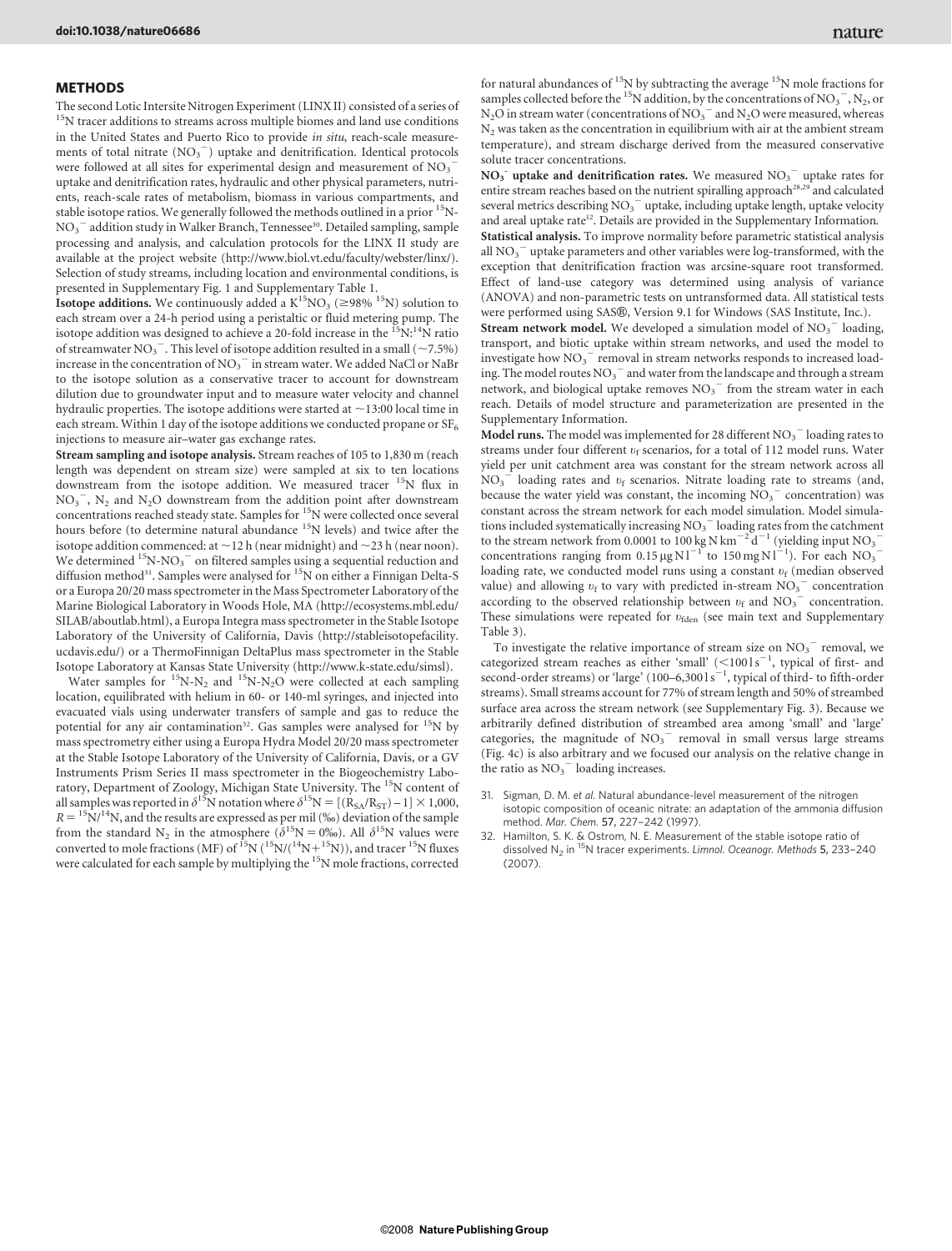## METHODS

The second Lotic Intersite Nitrogen Experiment (LINX II) consisted of a series of $^{15}N$ tracer additions to streams across multiple biomes and land use conditions in the United States and Puerto Rico to provide *in situ*, reach-scale measurements of total nitrate ($NO_3^-$) uptake and denitrification. Identical protocols were followed at all sites for experimental design and measurement of $NO_3^-$ uptake and denitrification rates, hydraulic and other physical parameters, nutrients, reach-scale rates of metabolism, biomass in various compartments, and stable isotope ratios. We generally followed the methods outlined in a prior $^{15}N$-$NO_3^-$ addition study in Walker Branch, Tennessee[30]. Detailed sampling, sample processing and analysis, and calculation protocols for the LINX II study are available at the project website (http://www.biol.vt.edu/faculty/webster/linx/). Selection of study streams, including location and environmental conditions, is presented in Supplementary Fig. 1 and Supplementary Table 1.

**Isotope additions.** We continuously added a $K^{15}NO_3$ ($\geq$98% $^{15}N$) solution to each stream over a 24-h period using a peristaltic or fluid metering pump. The isotope addition was designed to achieve a 20-fold increase in the $^{15}N$:$^{14}N$ ratio of streamwater $NO_3^-$. This level of isotope addition resulted in a small (~7.5%) increase in the concentration of $NO_3^-$ in stream water. We added NaCl or NaBr to the isotope solution as a conservative tracer to account for downstream dilution due to groundwater input and to measure water velocity and channel hydraulic properties. The isotope additions were started at ~13:00 local time in each stream. Within 1 day of the isotope additions we conducted propane or $SF_6$ injections to measure air–water gas exchange rates.

**Stream sampling and isotope analysis.** Stream reaches of 105 to 1,830 m (reach length was dependent on stream size) were sampled at six to ten locations downstream from the isotope addition. We measured tracer $^{15}N$ flux in $NO_3^-$, $N_2$ and $N_2O$ downstream from the addition point after downstream concentrations reached steady state. Samples for $^{15}N$ were collected once several hours before (to determine natural abundance $^{15}N$ levels) and twice after the isotope addition commenced: at ~12 h (near midnight) and ~23 h (near noon). We determined $^{15}N$-$NO_3^-$ on filtered samples using a sequential reduction and diffusion method[31]. Samples were analysed for $^{15}N$ on either a Finnigan Delta-S or a Europa 20/20 mass spectrometer in the Mass Spectrometer Laboratory of the Marine Biological Laboratory in Woods Hole, MA (http://ecosystems.mbl.edu/SILAB/aboutlab.html), a Europa Integra mass spectrometer in the Stable Isotope Laboratory of the University of California, Davis (http://stableisotopefacility.ucdavis.edu/) or a ThermoFinnigan DeltaPlus mass spectrometer in the Stable Isotope Laboratory at Kansas State University (http://www.k-state.edu/simsl).

Water samples for $^{15}N$-$N_2$ and $^{15}N$-$N_2O$ were collected at each sampling location, equilibrated with helium in 60- or 140-ml syringes, and injected into evacuated vials using underwater transfers of sample and gas to reduce the potential for any air contamination[32]. Gas samples were analysed for $^{15}N$ by mass spectrometry either using a Europa Hydra Model 20/20 mass spectrometer at the Stable Isotope Laboratory of the University of California, Davis, or a GV Instruments Prism Series II mass spectrometer in the Biogeochemistry Laboratory, Department of Zoology, Michigan State University. The $^{15}N$ content of all samples was reported in $\delta^{15}N$ notation where $\delta^{15}N = [(R_{SA}/R_{ST}) - 1] \times 1{,}000$, $R = {}^{15}N/{}^{14}N$, and the results are expressed as per mil (‰) deviation of the sample from the standard $N_2$ in the atmosphere ($\delta^{15}N = 0$‰). All $\delta^{15}N$ values were converted to mole fractions (MF) of $^{15}N$ ($^{15}N/(^{14}N + {}^{15}N)$), and tracer $^{15}N$ fluxes were calculated for each sample by multiplying the $^{15}N$ mole fractions, corrected for natural abundances of $^{15}N$ by subtracting the average $^{15}N$ mole fractions for samples collected before the $^{15}N$ addition, by the concentrations of $NO_3^-$, $N_2$, or $N_2O$ in stream water (concentrations of $NO_3^-$ and $N_2O$ were measured, whereas $N_2$ was taken as the concentration in equilibrium with air at the ambient stream temperature), and stream discharge derived from the measured conservative solute tracer concentrations.

**$NO_3^-$ uptake and denitrification rates.** We measured $NO_3^-$ uptake rates for entire stream reaches based on the nutrient spiralling approach[28,29] and calculated several metrics describing $NO_3^-$ uptake, including uptake length, uptake velocity and areal uptake rate[12]. Details are provided in the Supplementary Information.

**Statistical analysis.** To improve normality before parametric statistical analysis all $NO_3^-$ uptake parameters and other variables were log-transformed, with the exception that denitrification fraction was arcsine-square root transformed. Effect of land-use category was determined using analysis of variance (ANOVA) and non-parametric tests on untransformed data. All statistical tests were performed using SAS®, Version 9.1 for Windows (SAS Institute, Inc.).

**Stream network model.** We developed a simulation model of $NO_3^-$ loading, transport, and biotic uptake within stream networks, and used the model to investigate how $NO_3^-$ removal in stream networks responds to increased loading. The model routes $NO_3^-$ and water from the landscape and through a stream network, and biological uptake removes $NO_3^-$ from the stream water in each reach. Details of model structure and parameterization are presented in the Supplementary Information.

**Model runs.** The model was implemented for 28 different $NO_3^-$ loading rates to streams under four different $v_f$ scenarios, for a total of 112 model runs. Water yield per unit catchment area was constant for the stream network across all $NO_3^-$ loading rates and $v_f$ scenarios. Nitrate loading rate to streams (and, because the water yield was constant, the incoming $NO_3^-$ concentration) was constant across the stream network for each model simulation. Model simulations included systematically increasing $NO_3^-$ loading rates from the catchment to the stream network from 0.0001 to 100 kg N km$^{-2}$ d$^{-1}$ (yielding input $NO_3^-$ concentrations ranging from 0.15 μg N l$^{-1}$ to 150 mg N l$^{-1}$). For each $NO_3^-$ loading rate, we conducted model runs using a constant $v_f$ (median observed value) and allowing $v_f$ to vary with predicted in-stream $NO_3^-$ concentration according to the observed relationship between $v_f$ and $NO_3^-$ concentration. These simulations were repeated for $v_{fden}$ (see main text and Supplementary Table 3).

To investigate the relative importance of stream size on $NO_3^-$ removal, we categorized stream reaches as either 'small' (<100 l s$^{-1}$, typical of first- and second-order streams) or 'large' (100–6,300 l s$^{-1}$, typical of third- to fifth-order streams). Small streams account for 77% of stream length and 50% of streambed surface area across the stream network (see Supplementary Fig. 3). Because we arbitrarily defined distribution of streambed area among 'small' and 'large' categories, the magnitude of $NO_3^-$ removal in small versus large streams (Fig. 4c) is also arbitrary and we focused our analysis on the relative change in the ratio as $NO_3^-$ loading increases.

31. Sigman, D. M. *et al.* Natural abundance-level measurement of the nitrogen isotopic composition of oceanic nitrate: an adaptation of the ammonia diffusion method. *Mar. Chem.* **57**, 227–242 (1997).
32. Hamilton, S. K. & Ostrom, N. E. Measurement of the stable isotope ratio of dissolved $N_2$ in $^{15}N$ tracer experiments. *Limnol. Oceanogr. Methods* **5**, 233–240 (2007).